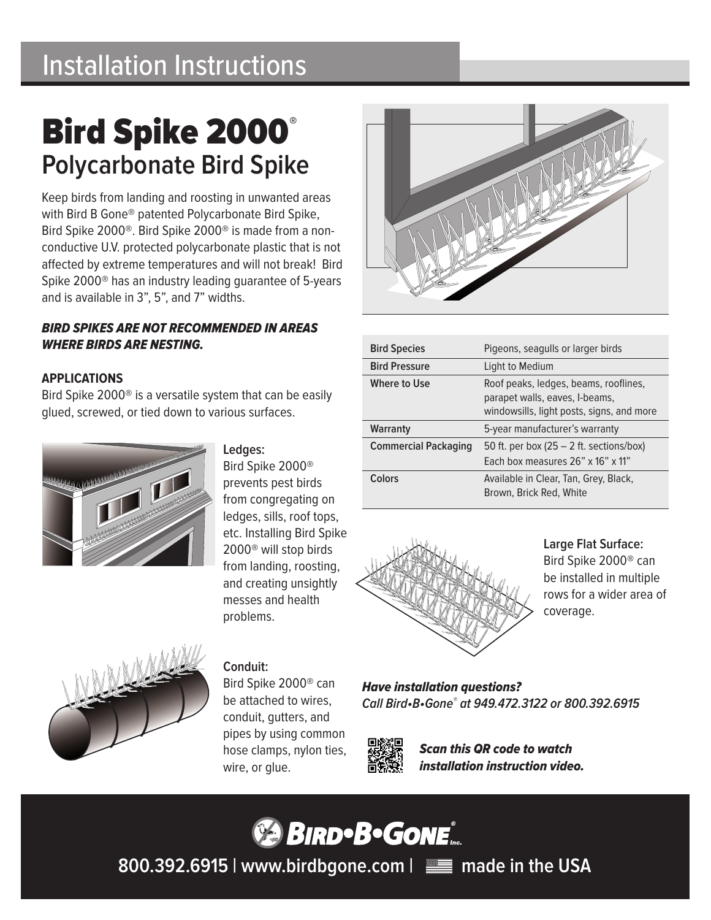# Installation Instructions

# Bird Spike 2000®

## Polycarbonate Bird Spike

Keep birds from landing and roosting in unwanted areas with Bird B Gone® patented Polycarbonate Bird Spike, Bird Spike 2000®. Bird Spike 2000® is made from a non-conductive U.V. protected polycarbonate plastic that is not affected by extreme temperatures and will not break! Bird Spike 2000® has an industry leading guarantee of 5-years and is available in 3”, 5”, and 7” widths.

***BIRD SPIKES ARE NOT RECOMMENDED IN AREAS WHERE BIRDS ARE NESTING.***

**APPLICATIONS**

Bird Spike 2000® is a versatile system that can be easily glued, screwed, or tied down to various surfaces.

**Ledges:**
Bird Spike 2000® prevents pest birds from congregating on ledges, sills, roof tops, etc. Installing Bird Spike 2000® will stop birds from landing, roosting, and creating unsightly messes and health problems.

**Conduit:**
Bird Spike 2000® can be attached to wires, conduit, gutters, and pipes by using common hose clamps, nylon ties, wire, or glue.

| Bird Species | Pigeons, seagulls or larger birds |
|---|---|
| Bird Pressure | Light to Medium |
| Where to Use | Roof peaks, ledges, beams, rooflines, parapet walls, eaves, I-beams, windowsills, light posts, signs, and more |
| Warranty | 5-year manufacturer’s warranty |
| Commercial Packaging | 50 ft. per box (25 – 2 ft. sections/box) Each box measures 26” x 16” x 11” |
| Colors | Available in Clear, Tan, Grey, Black, Brown, Brick Red, White |

**Large Flat Surface:**
Bird Spike 2000® can be installed in multiple rows for a wider area of coverage.

***Have installation questions?***
*Call Bird•B•Gone® at 949.472.3122 or 800.392.6915*

***Scan this QR code to watch installation instruction video.***

BIRD•B•GONE® Inc.

800.392.6915 | www.birdbgone.com | made in the USA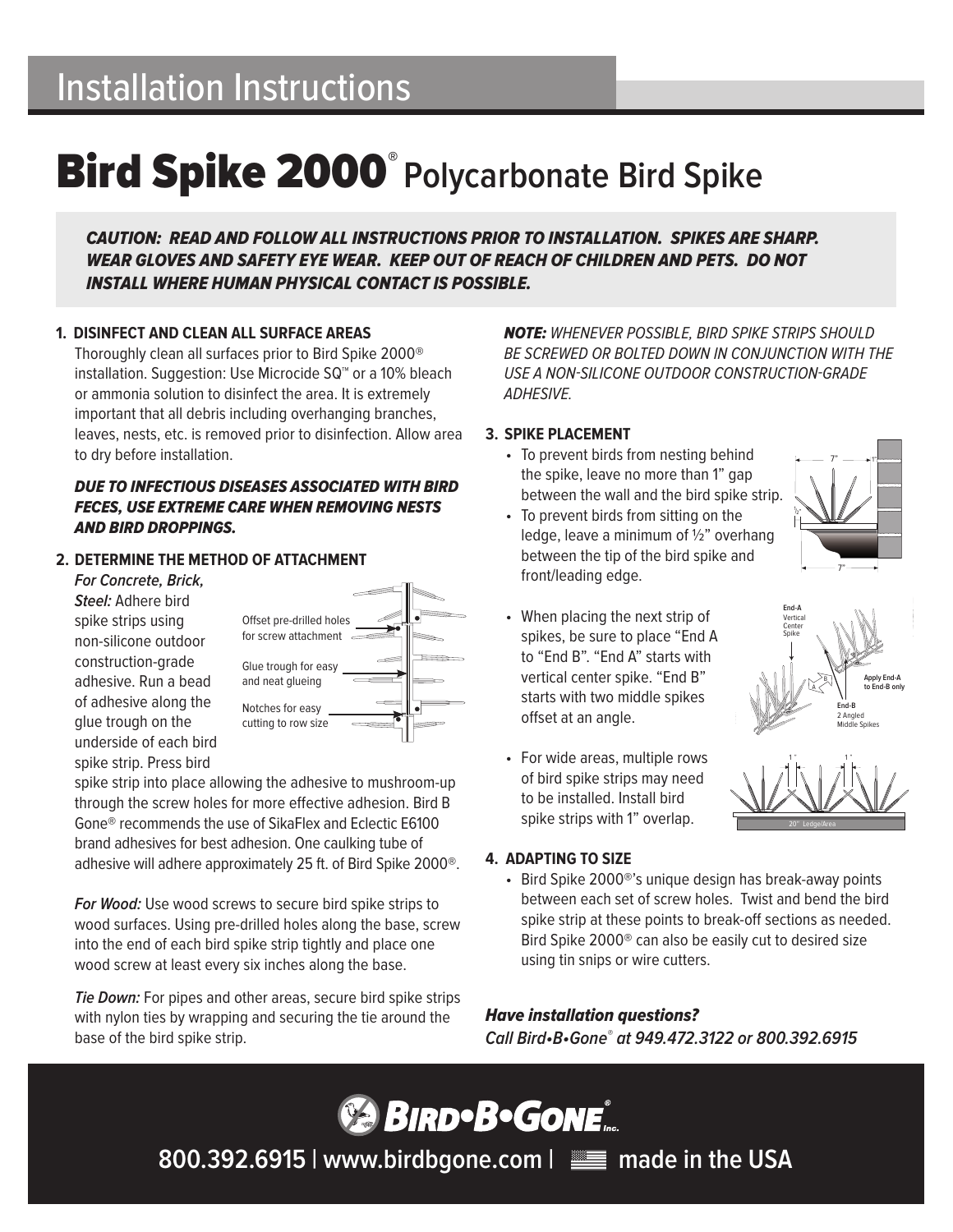# Installation Instructions

# Bird Spike 2000® Polycarbonate Bird Spike

***CAUTION: READ AND FOLLOW ALL INSTRUCTIONS PRIOR TO INSTALLATION. SPIKES ARE SHARP. WEAR GLOVES AND SAFETY EYE WEAR. KEEP OUT OF REACH OF CHILDREN AND PETS. DO NOT INSTALL WHERE HUMAN PHYSICAL CONTACT IS POSSIBLE.***

### 1. DISINFECT AND CLEAN ALL SURFACE AREAS

Thoroughly clean all surfaces prior to Bird Spike 2000® installation. Suggestion: Use Microcide SQ™ or a 10% bleach or ammonia solution to disinfect the area. It is extremely important that all debris including overhanging branches, leaves, nests, etc. is removed prior to disinfection. Allow area to dry before installation.

***DUE TO INFECTIOUS DISEASES ASSOCIATED WITH BIRD FECES, USE EXTREME CARE WHEN REMOVING NESTS AND BIRD DROPPINGS.***

### 2. DETERMINE THE METHOD OF ATTACHMENT

***For Concrete, Brick, Steel:*** Adhere bird spike strips using non-silicone outdoor construction-grade adhesive. Run a bead of adhesive along the glue trough on the underside of each bird spike strip. Press bird spike strip into place allowing the adhesive to mushroom-up through the screw holes for more effective adhesion. Bird B Gone® recommends the use of SikaFlex and Eclectic E6100 brand adhesives for best adhesion. One caulking tube of adhesive will adhere approximately 25 ft. of Bird Spike 2000®.

Offset pre-drilled holes for screw attachment

Glue trough for easy and neat glueing

Notches for easy cutting to row size

***For Wood:*** Use wood screws to secure bird spike strips to wood surfaces. Using pre-drilled holes along the base, screw into the end of each bird spike strip tightly and place one wood screw at least every six inches along the base.

***Tie Down:*** For pipes and other areas, secure bird spike strips with nylon ties by wrapping and securing the tie around the base of the bird spike strip.

***NOTE:*** *WHENEVER POSSIBLE, BIRD SPIKE STRIPS SHOULD BE SCREWED OR BOLTED DOWN IN CONJUNCTION WITH THE USE A NON-SILICONE OUTDOOR CONSTRUCTION-GRADE ADHESIVE.*

### 3. SPIKE PLACEMENT

- To prevent birds from nesting behind the spike, leave no more than 1" gap between the wall and the bird spike strip.
- To prevent birds from sitting on the ledge, leave a minimum of ½" overhang between the tip of the bird spike and front/leading edge.

7" 1" ½" 7"

- When placing the next strip of spikes, be sure to place "End A to "End B". "End A" starts with vertical center spike. "End B" starts with two middle spikes offset at an angle.

End-A Vertical Center Spike

Apply End-A to End-B only

End-B 2 Angled Middle Spikes

- For wide areas, multiple rows of bird spike strips may need to be installed. Install bird spike strips with 1" overlap.

1" 1" 20" Ledge/Area

### 4. ADAPTING TO SIZE

- Bird Spike 2000®'s unique design has break-away points between each set of screw holes. Twist and bend the bird spike strip at these points to break-off sections as needed. Bird Spike 2000® can also be easily cut to desired size using tin snips or wire cutters.

***Have installation questions?***
***Call Bird•B•Gone® at 949.472.3122 or 800.392.6915***

BIRD•B•GONE® Inc.

800.392.6915 | www.birdbgone.com | made in the USA